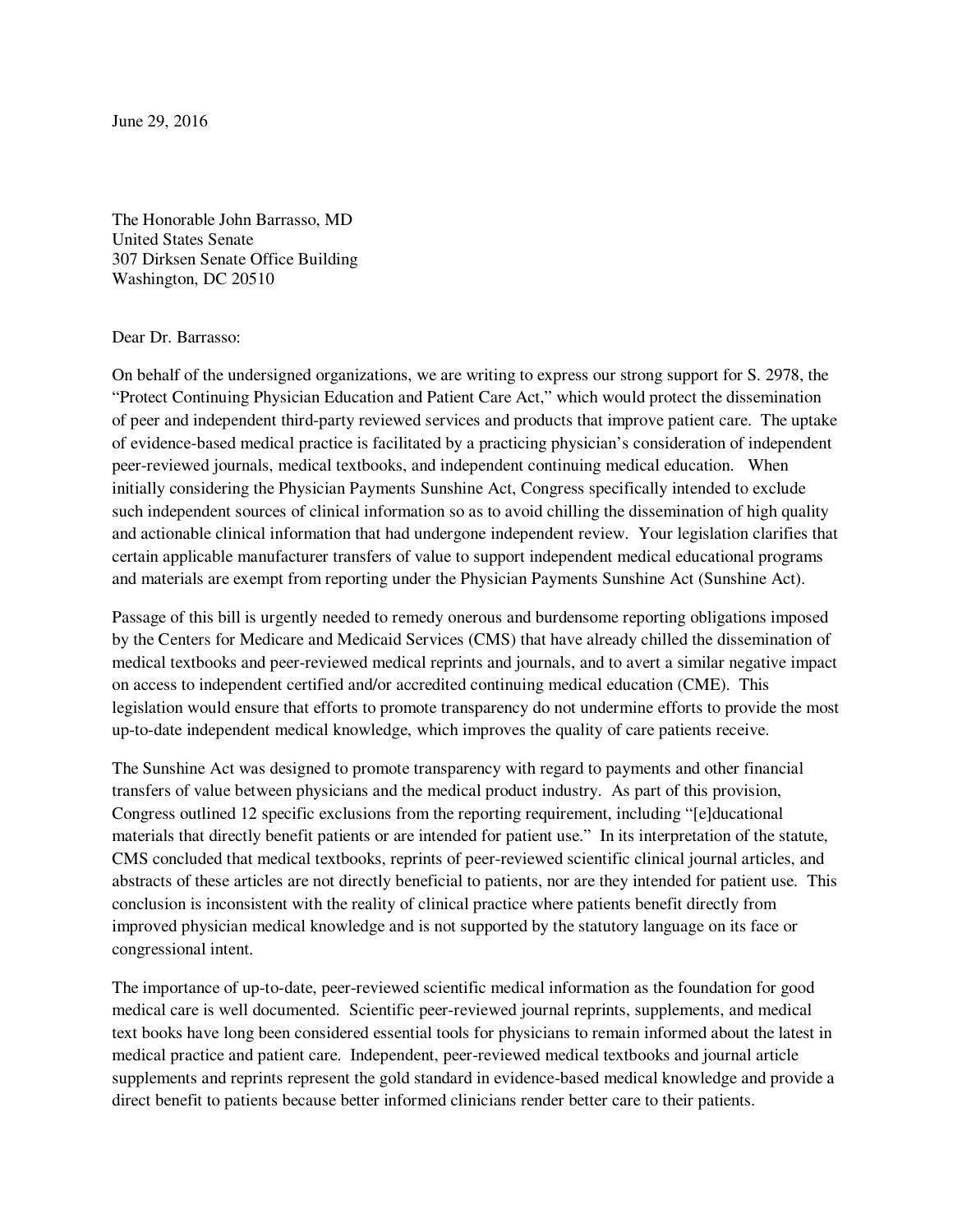June 29, 2016

The Honorable John Barrasso, MD
United States Senate
307 Dirksen Senate Office Building
Washington, DC 20510

Dear Dr. Barrasso:

On behalf of the undersigned organizations, we are writing to express our strong support for S. 2978, the "Protect Continuing Physician Education and Patient Care Act," which would protect the dissemination of peer and independent third-party reviewed services and products that improve patient care. The uptake of evidence-based medical practice is facilitated by a practicing physician's consideration of independent peer-reviewed journals, medical textbooks, and independent continuing medical education. When initially considering the Physician Payments Sunshine Act, Congress specifically intended to exclude such independent sources of clinical information so as to avoid chilling the dissemination of high quality and actionable clinical information that had undergone independent review. Your legislation clarifies that certain applicable manufacturer transfers of value to support independent medical educational programs and materials are exempt from reporting under the Physician Payments Sunshine Act (Sunshine Act).

Passage of this bill is urgently needed to remedy onerous and burdensome reporting obligations imposed by the Centers for Medicare and Medicaid Services (CMS) that have already chilled the dissemination of medical textbooks and peer-reviewed medical reprints and journals, and to avert a similar negative impact on access to independent certified and/or accredited continuing medical education (CME). This legislation would ensure that efforts to promote transparency do not undermine efforts to provide the most up-to-date independent medical knowledge, which improves the quality of care patients receive.

The Sunshine Act was designed to promote transparency with regard to payments and other financial transfers of value between physicians and the medical product industry. As part of this provision, Congress outlined 12 specific exclusions from the reporting requirement, including "[e]ducational materials that directly benefit patients or are intended for patient use." In its interpretation of the statute, CMS concluded that medical textbooks, reprints of peer-reviewed scientific clinical journal articles, and abstracts of these articles are not directly beneficial to patients, nor are they intended for patient use. This conclusion is inconsistent with the reality of clinical practice where patients benefit directly from improved physician medical knowledge and is not supported by the statutory language on its face or congressional intent.

The importance of up-to-date, peer-reviewed scientific medical information as the foundation for good medical care is well documented. Scientific peer-reviewed journal reprints, supplements, and medical text books have long been considered essential tools for physicians to remain informed about the latest in medical practice and patient care. Independent, peer-reviewed medical textbooks and journal article supplements and reprints represent the gold standard in evidence-based medical knowledge and provide a direct benefit to patients because better informed clinicians render better care to their patients.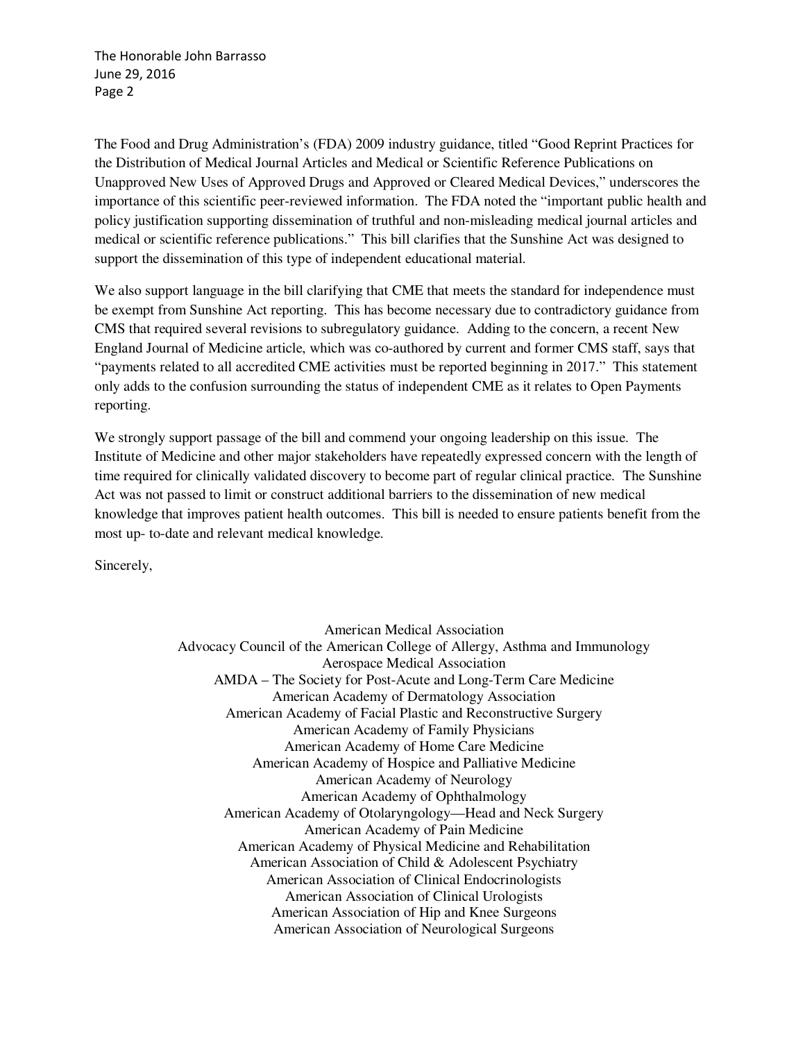The Food and Drug Administration's (FDA) 2009 industry guidance, titled "Good Reprint Practices for the Distribution of Medical Journal Articles and Medical or Scientific Reference Publications on Unapproved New Uses of Approved Drugs and Approved or Cleared Medical Devices," underscores the importance of this scientific peer-reviewed information. The FDA noted the "important public health and policy justification supporting dissemination of truthful and non-misleading medical journal articles and medical or scientific reference publications." This bill clarifies that the Sunshine Act was designed to support the dissemination of this type of independent educational material.

We also support language in the bill clarifying that CME that meets the standard for independence must be exempt from Sunshine Act reporting. This has become necessary due to contradictory guidance from CMS that required several revisions to subregulatory guidance. Adding to the concern, a recent New England Journal of Medicine article, which was co-authored by current and former CMS staff, says that "payments related to all accredited CME activities must be reported beginning in 2017." This statement only adds to the confusion surrounding the status of independent CME as it relates to Open Payments reporting.

We strongly support passage of the bill and commend your ongoing leadership on this issue. The Institute of Medicine and other major stakeholders have repeatedly expressed concern with the length of time required for clinically validated discovery to become part of regular clinical practice. The Sunshine Act was not passed to limit or construct additional barriers to the dissemination of new medical knowledge that improves patient health outcomes. This bill is needed to ensure patients benefit from the most up- to-date and relevant medical knowledge.

Sincerely,

American Medical Association
Advocacy Council of the American College of Allergy, Asthma and Immunology
Aerospace Medical Association
AMDA – The Society for Post-Acute and Long-Term Care Medicine
American Academy of Dermatology Association
American Academy of Facial Plastic and Reconstructive Surgery
American Academy of Family Physicians
American Academy of Home Care Medicine
American Academy of Hospice and Palliative Medicine
American Academy of Neurology
American Academy of Ophthalmology
American Academy of Otolaryngology—Head and Neck Surgery
American Academy of Pain Medicine
American Academy of Physical Medicine and Rehabilitation
American Association of Child & Adolescent Psychiatry
American Association of Clinical Endocrinologists
American Association of Clinical Urologists
American Association of Hip and Knee Surgeons
American Association of Neurological Surgeons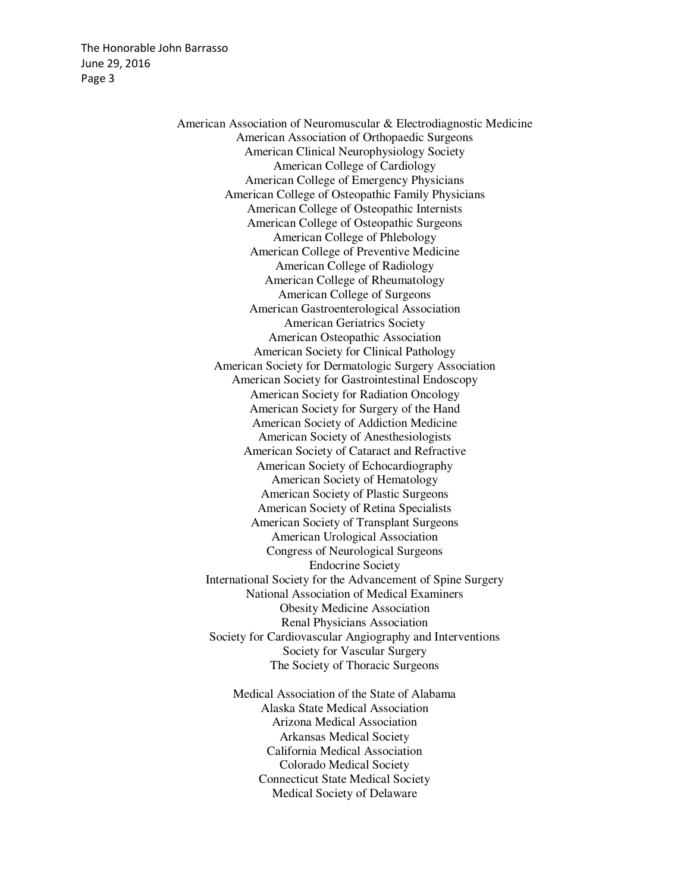American Association of Neuromuscular & Electrodiagnostic Medicine
American Association of Orthopaedic Surgeons
American Clinical Neurophysiology Society
American College of Cardiology
American College of Emergency Physicians
American College of Osteopathic Family Physicians
American College of Osteopathic Internists
American College of Osteopathic Surgeons
American College of Phlebology
American College of Preventive Medicine
American College of Radiology
American College of Rheumatology
American College of Surgeons
American Gastroenterological Association
American Geriatrics Society
American Osteopathic Association
American Society for Clinical Pathology
American Society for Dermatologic Surgery Association
American Society for Gastrointestinal Endoscopy
American Society for Radiation Oncology
American Society for Surgery of the Hand
American Society of Addiction Medicine
American Society of Anesthesiologists
American Society of Cataract and Refractive
American Society of Echocardiography
American Society of Hematology
American Society of Plastic Surgeons
American Society of Retina Specialists
American Society of Transplant Surgeons
American Urological Association
Congress of Neurological Surgeons
Endocrine Society
International Society for the Advancement of Spine Surgery
National Association of Medical Examiners
Obesity Medicine Association
Renal Physicians Association
Society for Cardiovascular Angiography and Interventions
Society for Vascular Surgery
The Society of Thoracic Surgeons

Medical Association of the State of Alabama
Alaska State Medical Association
Arizona Medical Association
Arkansas Medical Society
California Medical Association
Colorado Medical Society
Connecticut State Medical Society
Medical Society of Delaware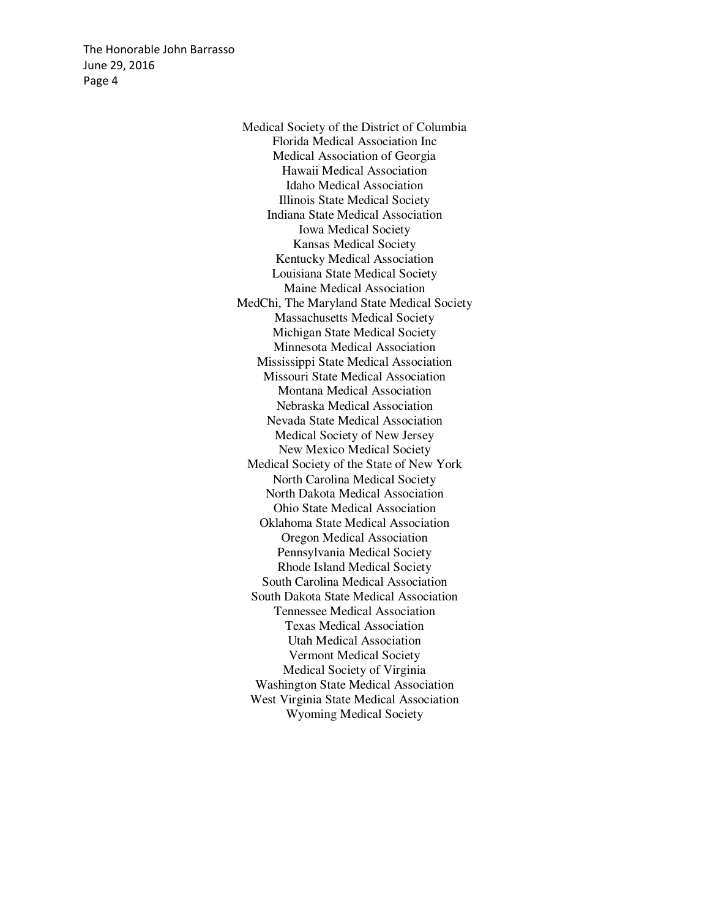Medical Society of the District of Columbia
Florida Medical Association Inc
Medical Association of Georgia
Hawaii Medical Association
Idaho Medical Association
Illinois State Medical Society
Indiana State Medical Association
Iowa Medical Society
Kansas Medical Society
Kentucky Medical Association
Louisiana State Medical Society
Maine Medical Association
MedChi, The Maryland State Medical Society
Massachusetts Medical Society
Michigan State Medical Society
Minnesota Medical Association
Mississippi State Medical Association
Missouri State Medical Association
Montana Medical Association
Nebraska Medical Association
Nevada State Medical Association
Medical Society of New Jersey
New Mexico Medical Society
Medical Society of the State of New York
North Carolina Medical Society
North Dakota Medical Association
Ohio State Medical Association
Oklahoma State Medical Association
Oregon Medical Association
Pennsylvania Medical Society
Rhode Island Medical Society
South Carolina Medical Association
South Dakota State Medical Association
Tennessee Medical Association
Texas Medical Association
Utah Medical Association
Vermont Medical Society
Medical Society of Virginia
Washington State Medical Association
West Virginia State Medical Association
Wyoming Medical Society